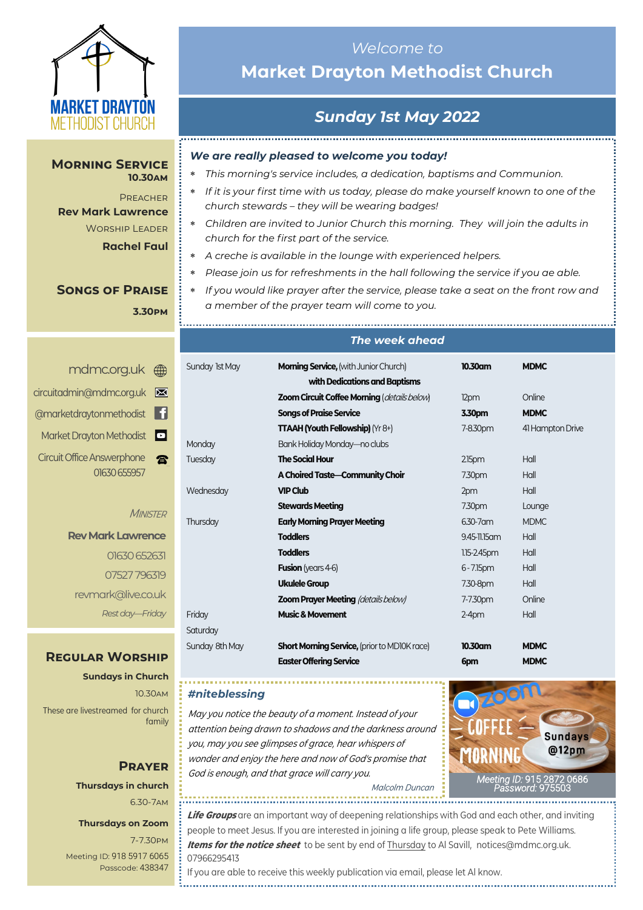# *Welcome to* Market Drayton Methodist Church

## *Sunday 1st May 2022*

### *We are really pleased to welcome you today!*

* *This morning's service includes, a dedication, baptisms and Communion.*
* *If it is your first time with us today, please do make yourself known to one of the church stewards – they will be wearing badges!*
* *Children are invited to Junior Church this morning. They will join the adults in church for the first part of the service.*
* *A creche is available in the lounge with experienced helpers.*
* *Please join us for refreshments in the hall following the service if you ae able.*
* *If you would like prayer after the service, please take a seat on the front row and a member of the prayer team will come to you.*

### *The week ahead*

| | | | |
|---|---|---|---|
| Sunday 1st May | **Morning Service,** (with Junior Church) **with Dedications and Baptisms** | **10.30am** | **MDMC** |
| | **Zoom Circuit Coffee Morning** (*details below*) | 12pm | Online |
| | **Songs of Praise Service** | **3.30pm** | **MDMC** |
| | **TTAAH (Youth Fellowship)** (Yr 8+) | 7-8.30pm | 41 Hampton Drive |
| Monday | Bank Holiday Monday—no clubs | | |
| Tuesday | **The Social Hour** | 2.15pm | Hall |
| | **A Choired Taste—Community Choir** | 7.30pm | Hall |
| Wednesday | **VIP Club** | 2pm | Hall |
| | **Stewards Meeting** | 7.30pm | Lounge |
| Thursday | **Early Morning Prayer Meeting** | 6.30-7am | MDMC |
| | **Toddlers** | 9.45-11.15am | Hall |
| | **Toddlers** | 1.15-2.45pm | Hall |
| | **Fusion** (years 4-6) | 6 - 7.15pm | Hall |
| | **Ukulele Group** | 7.30-8pm | Hall |
| | **Zoom Prayer Meeting** *(details below)* | 7-7.30pm | Online |
| Friday | **Music & Movement** | 2-4pm | Hall |
| Saturday | | | |
| Sunday 8th May | **Short Morning Service,** (prior to MD10K race) | **10.30am** | **MDMC** |
| | **Easter Offering Service** | **6pm** | **MDMC** |

### *#niteblessing*

*May you notice the beauty of a moment. Instead of your attention being drawn to shadows and the darkness around you, may you see glimpses of grace, hear whispers of wonder and enjoy the here and now of God's promise that God is enough, and that grace will carry you.*

*Malcolm Duncan*

**Zoom COFFEE MORNING — Sundays @12pm**
*Meeting ID: 915 2872 0686*
*Password: 975503*

***Life Groups*** are an important way of deepening relationships with God and each other, and inviting people to meet Jesus. If you are interested in joining a life group, please speak to Pete Williams.
***Items for the notice sheet*** to be sent by end of Thursday to Al Savill, notices@mdmc.org.uk. 07966295413
If you are able to receive this weekly publication via email, please let Al know.

---

## Morning Service
**10.30am**

Preacher
**Rev Mark Lawrence**

Worship Leader
**Rachel Faul**

## Songs of Praise
**3.30pm**

mdmc.org.uk
circuitadmin@mdmc.org.uk
@marketdraytonmethodist
Market Drayton Methodist
Circuit Office Answerphone 01630 655957

*Minister*
**Rev Mark Lawrence**
01630 652631
07527 796319
revmark@live.co.uk
*Rest day—Friday*

## Regular Worship

**Sundays in Church**
10.30am
These are livestreamed for church family

## Prayer

**Thursdays in church**
6.30-7am

**Thursdays on Zoom**
7-7.30pm
Meeting ID: 918 5917 6065
Passcode: 438347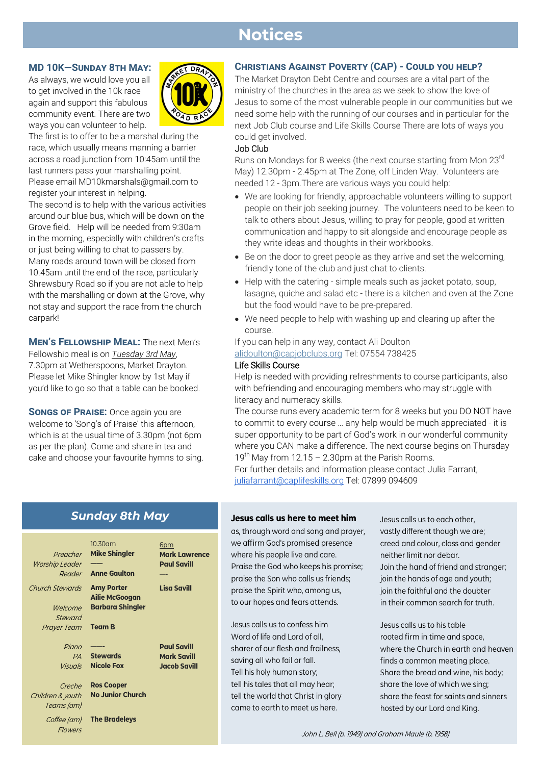# Notices

### MD 10K—Sunday 8th May:

As always, we would love you all to get involved in the 10k race again and support this fabulous community event. There are two ways you can volunteer to help.

The first is to offer to be a marshal during the race, which usually means manning a barrier across a road junction from 10:45am until the last runners pass your marshalling point. Please email MD10kmarshals@gmail.com to register your interest in helping.

The second is to help with the various activities around our blue bus, which will be down on the Grove field. Help will be needed from 9:30am in the morning, especially with children's crafts or just being willing to chat to passers by.

Many roads around town will be closed from 10.45am until the end of the race, particularly Shrewsbury Road so if you are not able to help with the marshalling or down at the Grove, why not stay and support the race from the church carpark!

**Men's Fellowship Meal:** The next Men's Fellowship meal is on *Tuesday 3rd May*, 7.30pm at Wetherspoons, Market Drayton. Please let Mike Shingler know by 1st May if you'd like to go so that a table can be booked.

**Songs of Praise:** Once again you are welcome to 'Song's of Praise' this afternoon, which is at the usual time of 3.30pm (not 6pm as per the plan). Come and share in tea and cake and choose your favourite hymns to sing.

### Christians Against Poverty (CAP) - Could you help?

The Market Drayton Debt Centre and courses are a vital part of the ministry of the churches in the area as we seek to show the love of Jesus to some of the most vulnerable people in our communities but we need some help with the running of our courses and in particular for the next Job Club course and Life Skills Course There are lots of ways you could get involved.

Job Club

Runs on Mondays for 8 weeks (the next course starting from Mon 23rd May) 12.30pm - 2.45pm at The Zone, off Linden Way. Volunteers are needed 12 - 3pm.There are various ways you could help:

- We are looking for friendly, approachable volunteers willing to support people on their job seeking journey. The volunteers need to be keen to talk to others about Jesus, willing to pray for people, good at written communication and happy to sit alongside and encourage people as they write ideas and thoughts in their workbooks.
- Be on the door to greet people as they arrive and set the welcoming, friendly tone of the club and just chat to clients.
- Help with the catering - simple meals such as jacket potato, soup, lasagne, quiche and salad etc - there is a kitchen and oven at the Zone but the food would have to be pre-prepared.
- We need people to help with washing up and clearing up after the course.

If you can help in any way, contact Ali Doulton alidoulton@capjobclubs.org Tel: 07554 738425

Life Skills Course

Help is needed with providing refreshments to course participants, also with befriending and encouraging members who may struggle with literacy and numeracy skills.

The course runs every academic term for 8 weeks but you DO NOT have to commit to every course … any help would be much appreciated - it is super opportunity to be part of God's work in our wonderful community where you CAN make a difference. The next course begins on Thursday 19th May from 12.15 – 2.30pm at the Parish Rooms.

For further details and information please contact Julia Farrant, juliafarrant@caplifeskills.org Tel: 07899 094609

## Sunday 8th May

| | 10.30am | 6pm |
|---|---|---|
| *Preacher* | **Mike Shingler** | **Mark Lawrence** |
| *Worship Leader* | —— | **Paul Savill** |
| *Reader* | **Anne Gaulton** | —— |
| *Church Stewards* | **Amy Porter**<br>**Ailie McGoogan** | **Lisa Savill** |
| *Welcome Steward* | **Barbara Shingler** | |
| *Prayer Team* | **Team B** | |
| *Piano* | —— | **Paul Savill** |
| *PA* | **Stewards** | **Mark Savill** |
| *Visuals* | **Nicole Fox** | **Jacob Savill** |
| *Creche* | **Ros Cooper** | |
| *Children & youth Teams (am)* | **No Junior Church** | |
| *Coffee (am)* | **The Bradeleys** | |
| *Flowers* | | |

**Jesus calls us here to meet him**

as, through word and song and prayer,
we affirm God's promised presence
where his people live and care.
Praise the God who keeps his promise;
praise the Son who calls us friends;
praise the Spirit who, among us,
to our hopes and fears attends.

Jesus calls us to confess him
Word of life and Lord of all,
sharer of our flesh and frailness,
saving all who fail or fall.
Tell his holy human story;
tell his tales that all may hear;
tell the world that Christ in glory
came to earth to meet us here.

Jesus calls us to each other,
vastly different though we are;
creed and colour, class and gender
neither limit nor debar.
Join the hand of friend and stranger;
join the hands of age and youth;
join the faithful and the doubter
in their common search for truth.

Jesus calls us to his table
rooted firm in time and space,
where the Church in earth and heaven
finds a common meeting place.
Share the bread and wine, his body;
share the love of which we sing;
share the feast for saints and sinners
hosted by our Lord and King.

*John L. Bell (b. 1949) and Graham Maule (b. 1958)*